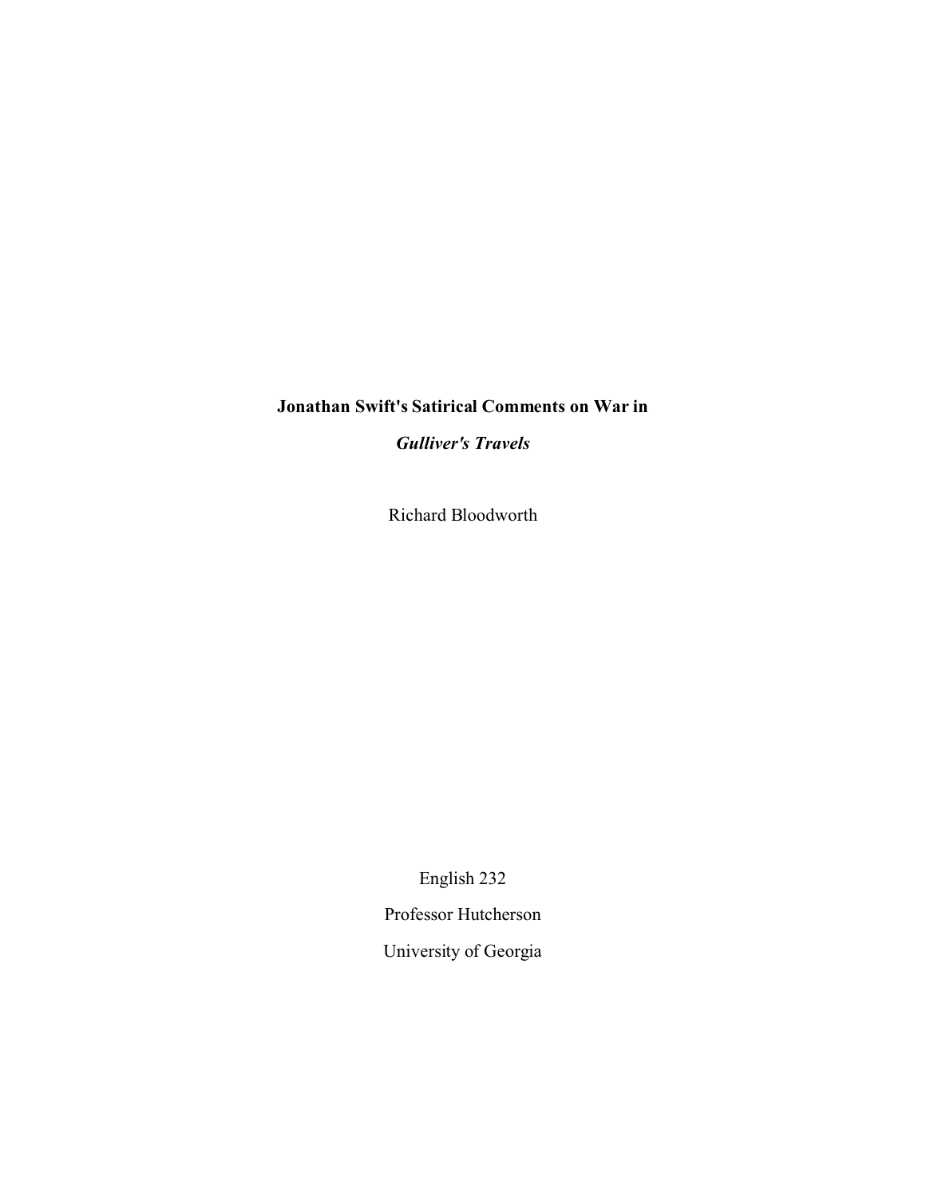# Jonathan Swift's Satirical Comments on War in *Gulliver's Travels*

Richard Bloodworth

English 232

Professor Hutcherson

University of Georgia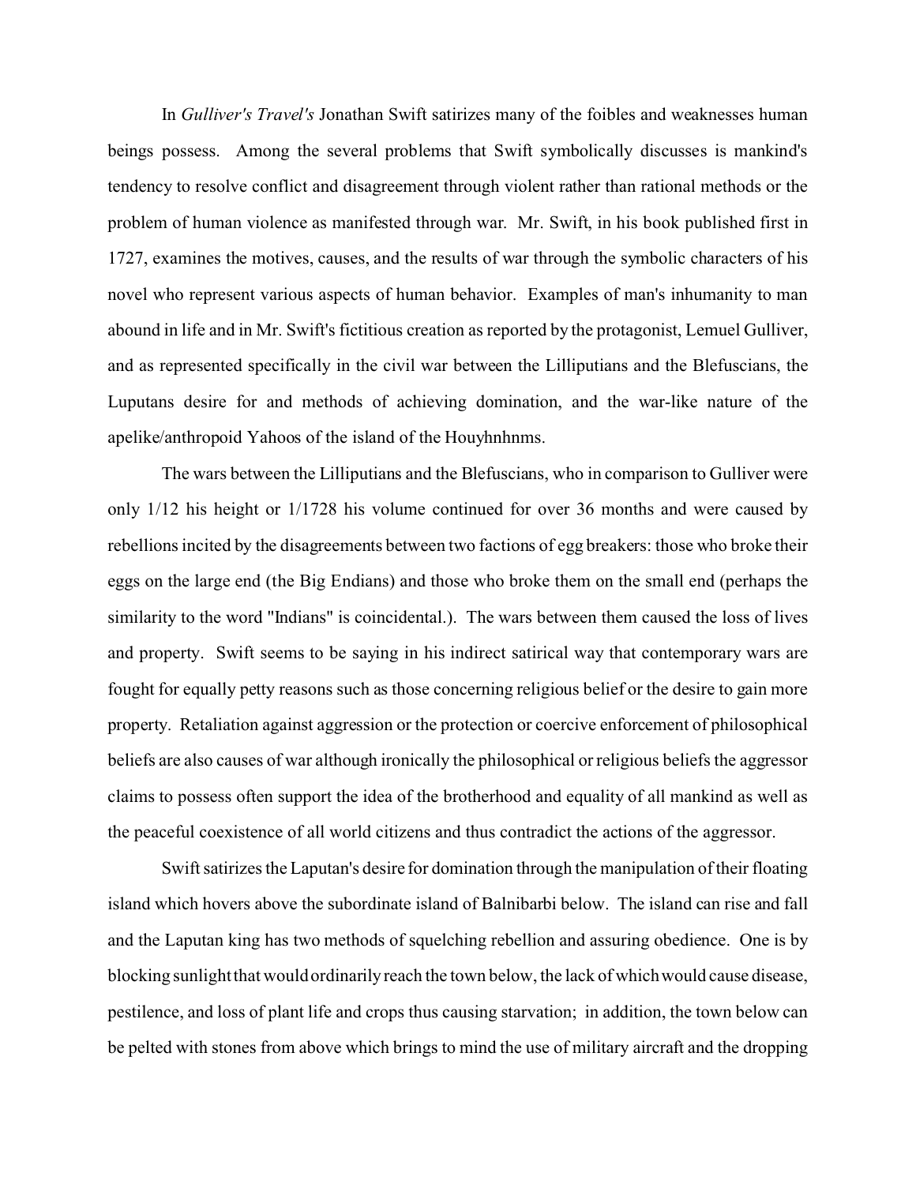In *Gulliver's Travel's* Jonathan Swift satirizes many of the foibles and weaknesses human beings possess. Among the several problems that Swift symbolically discusses is mankind's tendency to resolve conflict and disagreement through violent rather than rational methods or the problem of human violence as manifested through war. Mr. Swift, in his book published first in 1727, examines the motives, causes, and the results of war through the symbolic characters of his novel who represent various aspects of human behavior. Examples of man's inhumanity to man abound in life and in Mr. Swift's fictitious creation as reported by the protagonist, Lemuel Gulliver, and as represented specifically in the civil war between the Lilliputians and the Blefuscians, the Luputans desire for and methods of achieving domination, and the war-like nature of the apelike/anthropoid Yahoos of the island of the Houyhnhnms.

The wars between the Lilliputians and the Blefuscians, who in comparison to Gulliver were only 1/12 his height or 1/1728 his volume continued for over 36 months and were caused by rebellions incited by the disagreements between two factions of egg breakers: those who broke their eggs on the large end (the Big Endians) and those who broke them on the small end (perhaps the similarity to the word "Indians" is coincidental.). The wars between them caused the loss of lives and property. Swift seems to be saying in his indirect satirical way that contemporary wars are fought for equally petty reasons such as those concerning religious belief or the desire to gain more property. Retaliation against aggression or the protection or coercive enforcement of philosophical beliefs are also causes of war although ironically the philosophical or religious beliefs the aggressor claims to possess often support the idea of the brotherhood and equality of all mankind as well as the peaceful coexistence of all world citizens and thus contradict the actions of the aggressor.

Swift satirizes the Laputan's desire for domination through the manipulation of their floating island which hovers above the subordinate island of Balnibarbi below. The island can rise and fall and the Laputan king has two methods of squelching rebellion and assuring obedience. One is by blocking sunlight that would ordinarily reach the town below, the lack of which would cause disease, pestilence, and loss of plant life and crops thus causing starvation; in addition, the town below can be pelted with stones from above which brings to mind the use of military aircraft and the dropping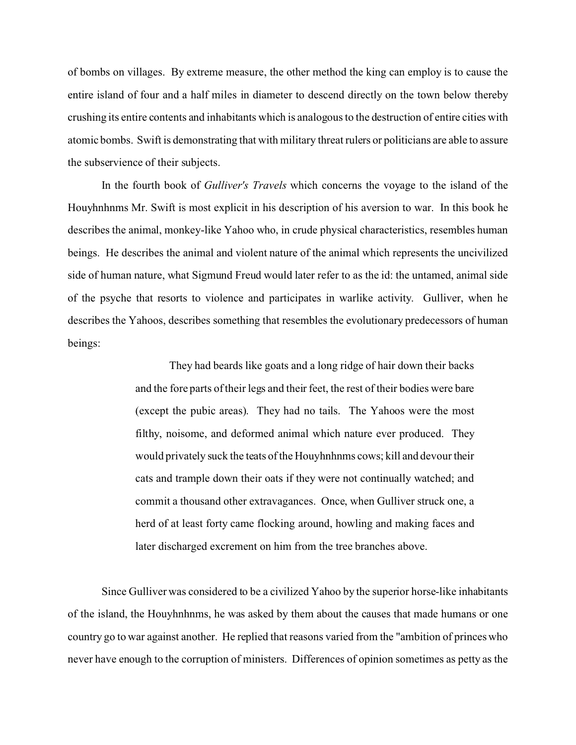of bombs on villages. By extreme measure, the other method the king can employ is to cause the entire island of four and a half miles in diameter to descend directly on the town below thereby crushing its entire contents and inhabitants which is analogous to the destruction of entire cities with atomic bombs. Swift is demonstrating that with military threat rulers or politicians are able to assure the subservience of their subjects.

In the fourth book of *Gulliver's Travels* which concerns the voyage to the island of the Houyhnhnms Mr. Swift is most explicit in his description of his aversion to war. In this book he describes the animal, monkey-like Yahoo who, in crude physical characteristics, resembles human beings. He describes the animal and violent nature of the animal which represents the uncivilized side of human nature, what Sigmund Freud would later refer to as the id: the untamed, animal side of the psyche that resorts to violence and participates in warlike activity. Gulliver, when he describes the Yahoos, describes something that resembles the evolutionary predecessors of human beings:

> They had beards like goats and a long ridge of hair down their backs and the fore parts of their legs and their feet, the rest of their bodies were bare (except the pubic areas). They had no tails. The Yahoos were the most filthy, noisome, and deformed animal which nature ever produced. They would privately suck the teats of the Houyhnhnms cows; kill and devour their cats and trample down their oats if they were not continually watched; and commit a thousand other extravagances. Once, when Gulliver struck one, a herd of at least forty came flocking around, howling and making faces and later discharged excrement on him from the tree branches above.

Since Gulliver was considered to be a civilized Yahoo by the superior horse-like inhabitants of the island, the Houyhnhnms, he was asked by them about the causes that made humans or one country go to war against another. He replied that reasons varied from the "ambition of princes who never have enough to the corruption of ministers. Differences of opinion sometimes as petty as the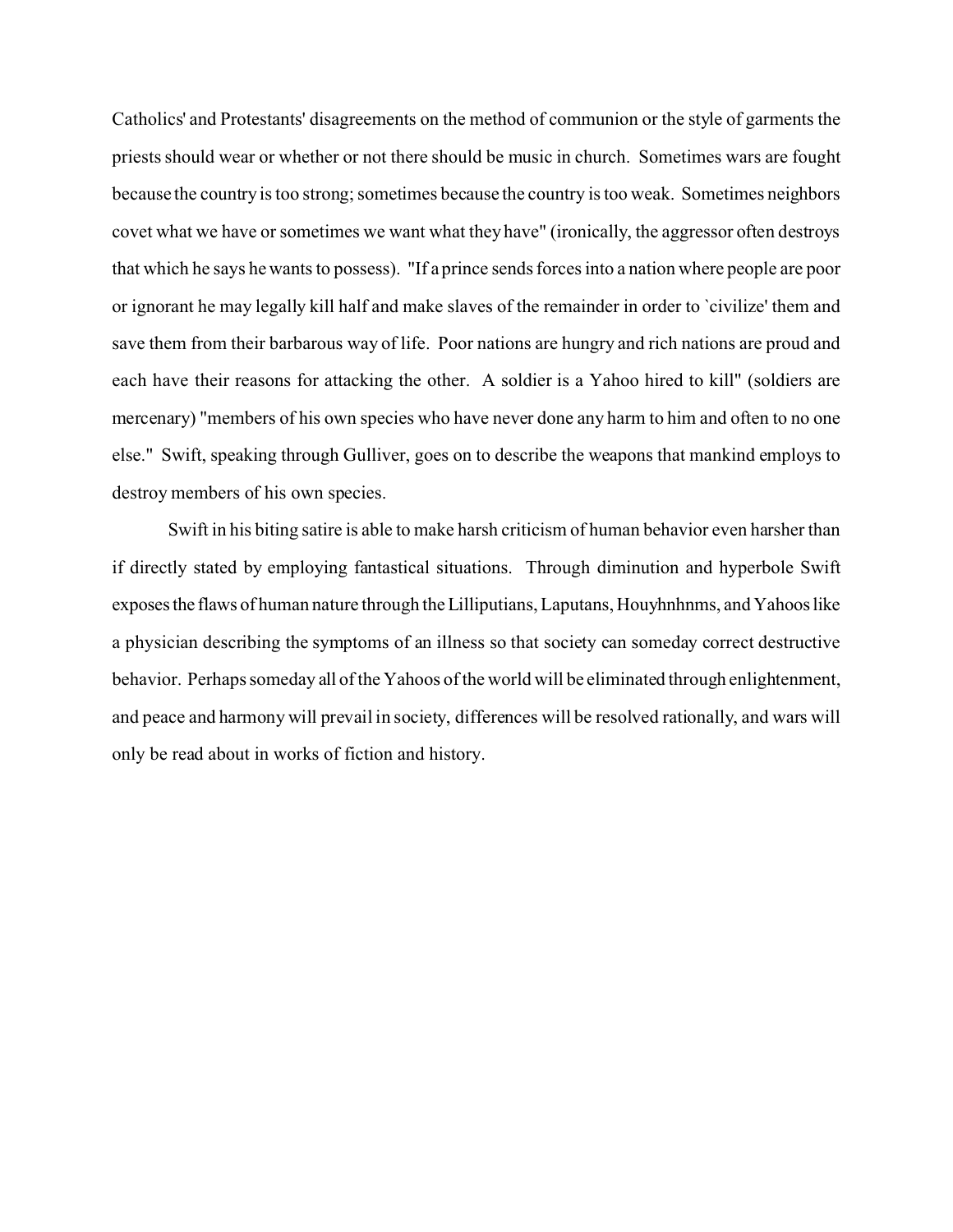Catholics' and Protestants' disagreements on the method of communion or the style of garments the priests should wear or whether or not there should be music in church. Sometimes wars are fought because the country is too strong; sometimes because the country is too weak. Sometimes neighbors covet what we have or sometimes we want what they have" (ironically, the aggressor often destroys that which he says he wants to possess). "If a prince sends forces into a nation where people are poor or ignorant he may legally kill half and make slaves of the remainder in order to `civilize' them and save them from their barbarous way of life. Poor nations are hungry and rich nations are proud and each have their reasons for attacking the other. A soldier is a Yahoo hired to kill" (soldiers are mercenary) "members of his own species who have never done any harm to him and often to no one else." Swift, speaking through Gulliver, goes on to describe the weapons that mankind employs to destroy members of his own species.

Swift in his biting satire is able to make harsh criticism of human behavior even harsher than if directly stated by employing fantastical situations. Through diminution and hyperbole Swift exposes the flaws of human nature through the Lilliputians, Laputans, Houyhnhnms, and Yahoos like a physician describing the symptoms of an illness so that society can someday correct destructive behavior. Perhaps someday all of the Yahoos of the world will be eliminated through enlightenment, and peace and harmony will prevail in society, differences will be resolved rationally, and wars will only be read about in works of fiction and history.